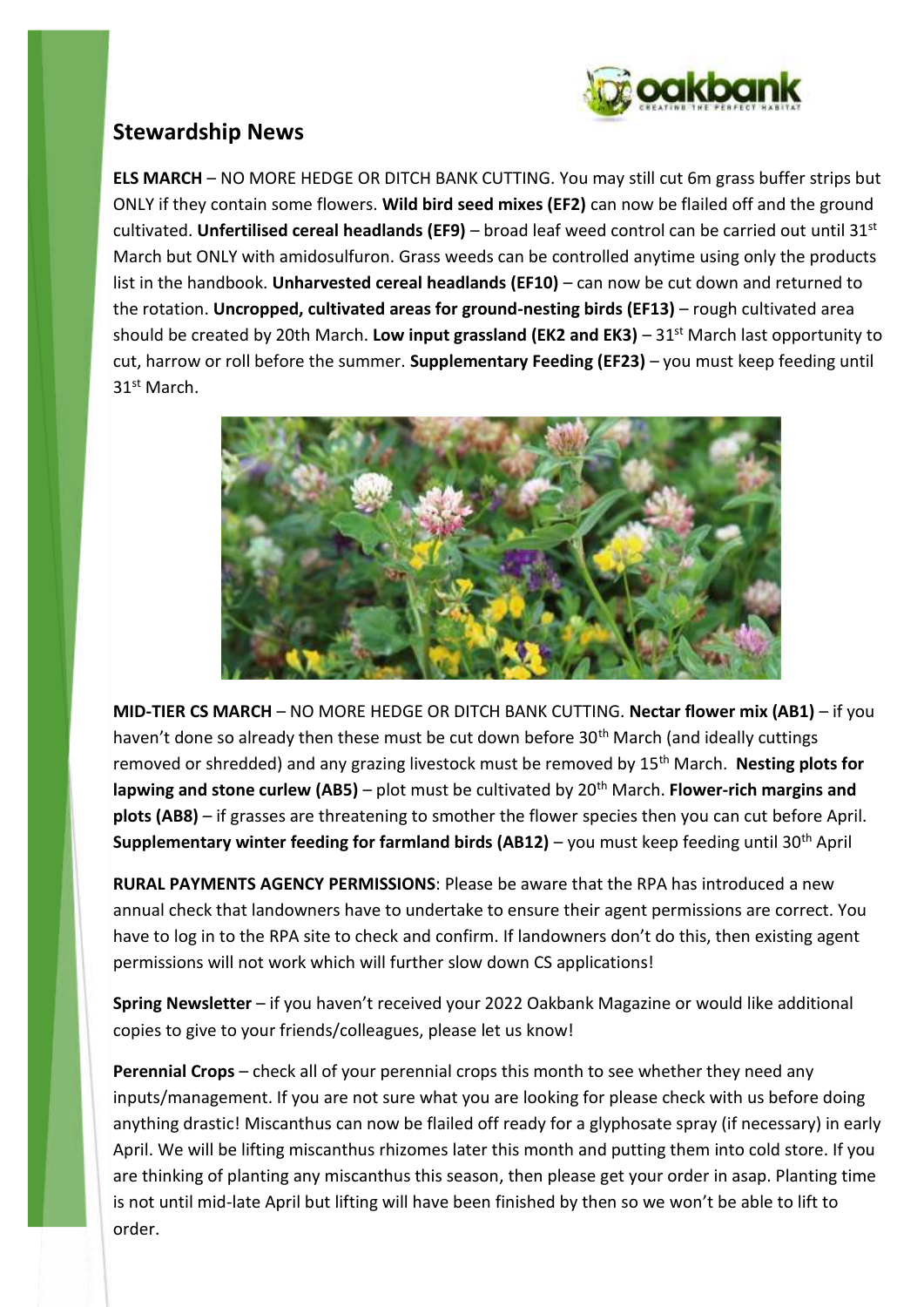## Stewardship News

**ELS MARCH** – NO MORE HEDGE OR DITCH BANK CUTTING. You may still cut 6m grass buffer strips but ONLY if they contain some flowers. **Wild bird seed mixes (EF2)** can now be flailed off and the ground cultivated. **Unfertilised cereal headlands (EF9)** – broad leaf weed control can be carried out until 31st March but ONLY with amidosulfuron. Grass weeds can be controlled anytime using only the products list in the handbook. **Unharvested cereal headlands (EF10)** – can now be cut down and returned to the rotation. **Uncropped, cultivated areas for ground-nesting birds (EF13)** – rough cultivated area should be created by 20th March. **Low input grassland (EK2 and EK3)** – 31st March last opportunity to cut, harrow or roll before the summer. **Supplementary Feeding (EF23)** – you must keep feeding until 31st March.

**MID-TIER CS MARCH** – NO MORE HEDGE OR DITCH BANK CUTTING. **Nectar flower mix (AB1)** – if you haven't done so already then these must be cut down before 30th March (and ideally cuttings removed or shredded) and any grazing livestock must be removed by 15th March. **Nesting plots for lapwing and stone curlew (AB5)** – plot must be cultivated by 20th March. **Flower-rich margins and plots (AB8)** – if grasses are threatening to smother the flower species then you can cut before April. **Supplementary winter feeding for farmland birds (AB12)** – you must keep feeding until 30th April

**RURAL PAYMENTS AGENCY PERMISSIONS**: Please be aware that the RPA has introduced a new annual check that landowners have to undertake to ensure their agent permissions are correct. You have to log in to the RPA site to check and confirm. If landowners don't do this, then existing agent permissions will not work which will further slow down CS applications!

**Spring Newsletter** – if you haven't received your 2022 Oakbank Magazine or would like additional copies to give to your friends/colleagues, please let us know!

**Perennial Crops** – check all of your perennial crops this month to see whether they need any inputs/management. If you are not sure what you are looking for please check with us before doing anything drastic! Miscanthus can now be flailed off ready for a glyphosate spray (if necessary) in early April. We will be lifting miscanthus rhizomes later this month and putting them into cold store. If you are thinking of planting any miscanthus this season, then please get your order in asap. Planting time is not until mid-late April but lifting will have been finished by then so we won't be able to lift to order.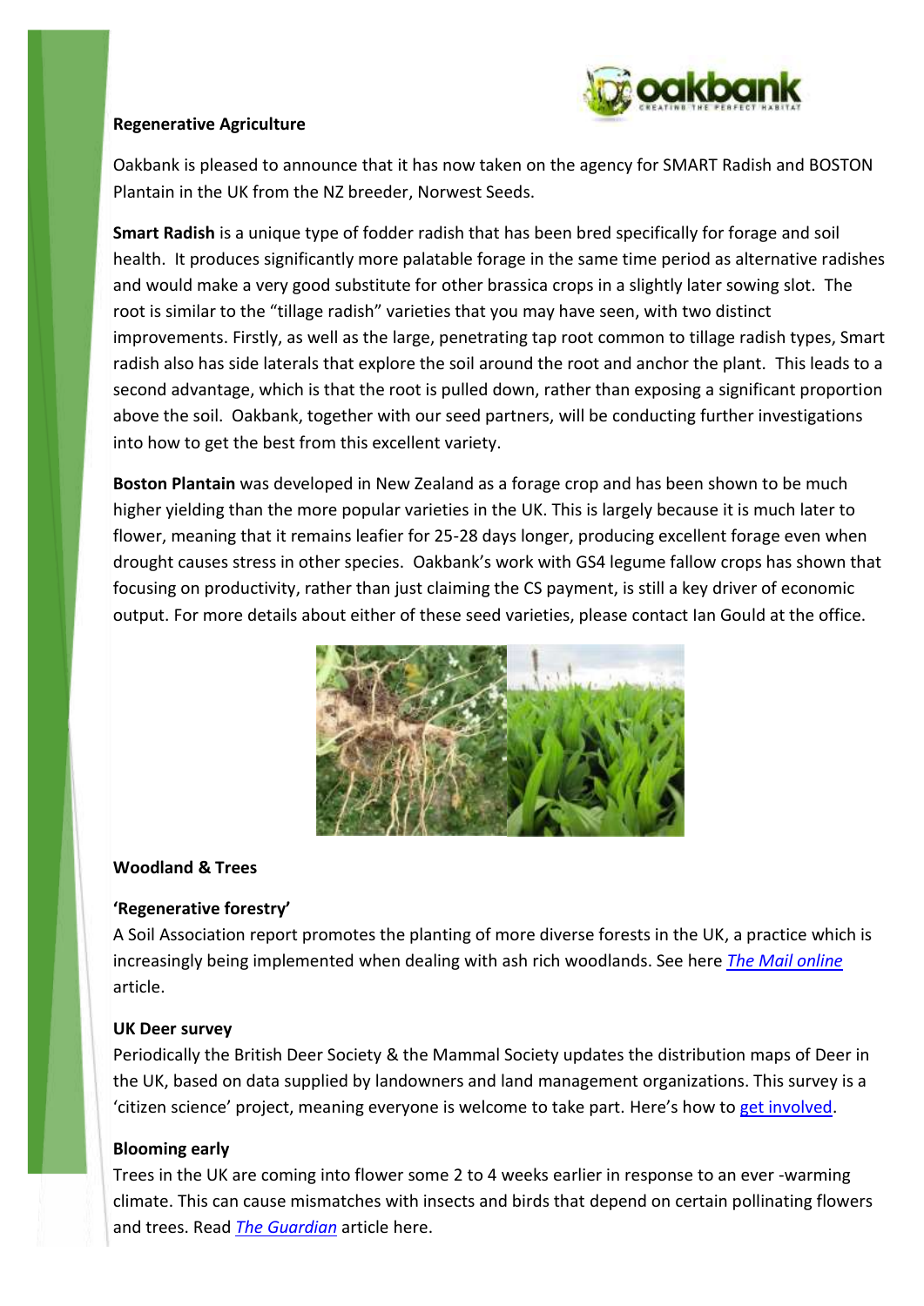## Regenerative Agriculture

Oakbank is pleased to announce that it has now taken on the agency for SMART Radish and BOSTON Plantain in the UK from the NZ breeder, Norwest Seeds.

**Smart Radish** is a unique type of fodder radish that has been bred specifically for forage and soil health. It produces significantly more palatable forage in the same time period as alternative radishes and would make a very good substitute for other brassica crops in a slightly later sowing slot. The root is similar to the "tillage radish" varieties that you may have seen, with two distinct improvements. Firstly, as well as the large, penetrating tap root common to tillage radish types, Smart radish also has side laterals that explore the soil around the root and anchor the plant. This leads to a second advantage, which is that the root is pulled down, rather than exposing a significant proportion above the soil. Oakbank, together with our seed partners, will be conducting further investigations into how to get the best from this excellent variety.

**Boston Plantain** was developed in New Zealand as a forage crop and has been shown to be much higher yielding than the more popular varieties in the UK. This is largely because it is much later to flower, meaning that it remains leafier for 25-28 days longer, producing excellent forage even when drought causes stress in other species. Oakbank's work with GS4 legume fallow crops has shown that focusing on productivity, rather than just claiming the CS payment, is still a key driver of economic output. For more details about either of these seed varieties, please contact Ian Gould at the office.

## Woodland & Trees

### 'Regenerative forestry'

A Soil Association report promotes the planting of more diverse forests in the UK, a practice which is increasingly being implemented when dealing with ash rich woodlands. See here *The Mail online* article.

### UK Deer survey

Periodically the British Deer Society & the Mammal Society updates the distribution maps of Deer in the UK, based on data supplied by landowners and land management organizations. This survey is a 'citizen science' project, meaning everyone is welcome to take part. Here's how to get involved.

### Blooming early

Trees in the UK are coming into flower some 2 to 4 weeks earlier in response to an ever -warming climate. This can cause mismatches with insects and birds that depend on certain pollinating flowers and trees. Read *The Guardian* article here.